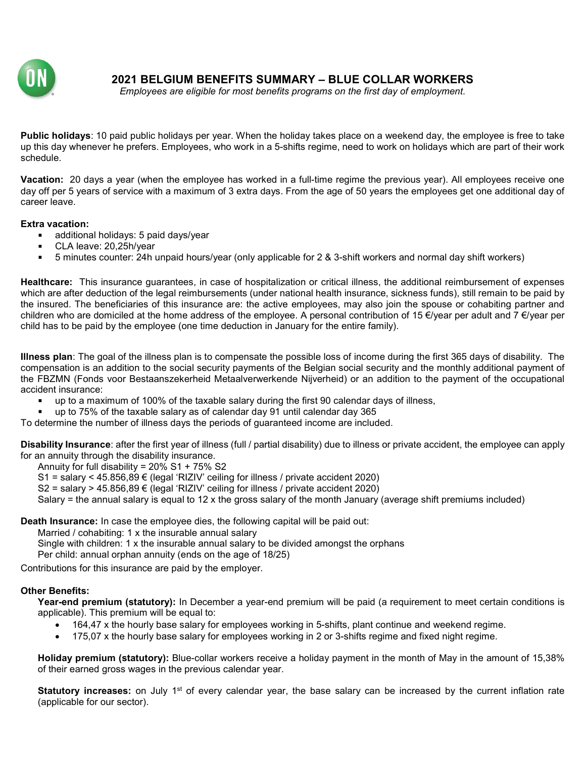# 2021 BELGIUM BENEFITS SUMMARY – BLUE COLLAR WORKERS

*Employees are eligible for most benefits programs on the first day of employment.*

**Public holidays**: 10 paid public holidays per year. When the holiday takes place on a weekend day, the employee is free to take up this day whenever he prefers. Employees, who work in a 5-shifts regime, need to work on holidays which are part of their work schedule.

**Vacation:** 20 days a year (when the employee has worked in a full-time regime the previous year). All employees receive one day off per 5 years of service with a maximum of 3 extra days. From the age of 50 years the employees get one additional day of career leave.

**Extra vacation:**

- additional holidays: 5 paid days/year
- CLA leave: 20,25h/year
- 5 minutes counter: 24h unpaid hours/year (only applicable for 2 & 3-shift workers and normal day shift workers)

**Healthcare:** This insurance guarantees, in case of hospitalization or critical illness, the additional reimbursement of expenses which are after deduction of the legal reimbursements (under national health insurance, sickness funds), still remain to be paid by the insured. The beneficiaries of this insurance are: the active employees, may also join the spouse or cohabiting partner and children who are domiciled at the home address of the employee. A personal contribution of 15 €/year per adult and 7 €/year per child has to be paid by the employee (one time deduction in January for the entire family).

**Illness plan**: The goal of the illness plan is to compensate the possible loss of income during the first 365 days of disability. The compensation is an addition to the social security payments of the Belgian social security and the monthly additional payment of the FBZMN (Fonds voor Bestaanszekerheid Metaalverwerkende Nijverheid) or an addition to the payment of the occupational accident insurance:

- up to a maximum of 100% of the taxable salary during the first 90 calendar days of illness,
- up to 75% of the taxable salary as of calendar day 91 until calendar day 365

To determine the number of illness days the periods of guaranteed income are included.

**Disability Insurance**: after the first year of illness (full / partial disability) due to illness or private accident, the employee can apply for an annuity through the disability insurance.

Annuity for full disability = 20% S1 + 75% S2
S1 = salary < 45.856,89 € (legal 'RIZIV' ceiling for illness / private accident 2020)
S2 = salary > 45.856,89 € (legal 'RIZIV' ceiling for illness / private accident 2020)
Salary = the annual salary is equal to 12 x the gross salary of the month January (average shift premiums included)

**Death Insurance:** In case the employee dies, the following capital will be paid out:

Married / cohabiting: 1 x the insurable annual salary
Single with children: 1 x the insurable annual salary to be divided amongst the orphans
Per child: annual orphan annuity (ends on the age of 18/25)

Contributions for this insurance are paid by the employer.

**Other Benefits:**

**Year-end premium (statutory):** In December a year-end premium will be paid (a requirement to meet certain conditions is applicable). This premium will be equal to:

- 164,47 x the hourly base salary for employees working in 5-shifts, plant continue and weekend regime.
- 175,07 x the hourly base salary for employees working in 2 or 3-shifts regime and fixed night regime.

**Holiday premium (statutory):** Blue-collar workers receive a holiday payment in the month of May in the amount of 15,38% of their earned gross wages in the previous calendar year.

**Statutory increases:** on July 1st of every calendar year, the base salary can be increased by the current inflation rate (applicable for our sector).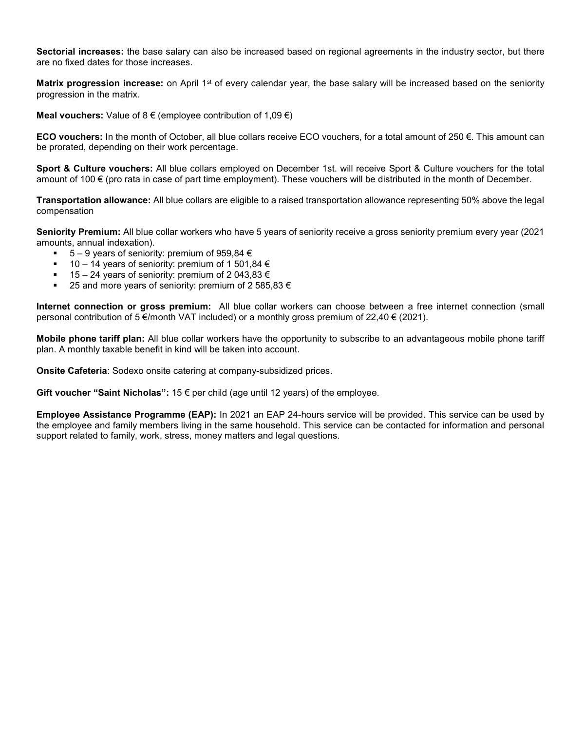**Sectorial increases:** the base salary can also be increased based on regional agreements in the industry sector, but there are no fixed dates for those increases.

**Matrix progression increase:** on April 1st of every calendar year, the base salary will be increased based on the seniority progression in the matrix.

**Meal vouchers:** Value of 8 € (employee contribution of 1,09 €)

**ECO vouchers:** In the month of October, all blue collars receive ECO vouchers, for a total amount of 250 €. This amount can be prorated, depending on their work percentage.

**Sport & Culture vouchers:** All blue collars employed on December 1st. will receive Sport & Culture vouchers for the total amount of 100 € (pro rata in case of part time employment). These vouchers will be distributed in the month of December.

**Transportation allowance:** All blue collars are eligible to a raised transportation allowance representing 50% above the legal compensation

**Seniority Premium:** All blue collar workers who have 5 years of seniority receive a gross seniority premium every year (2021 amounts, annual indexation).

- 5 – 9 years of seniority: premium of 959,84 €
- 10 – 14 years of seniority: premium of 1 501,84 €
- 15 – 24 years of seniority: premium of 2 043,83 €
- 25 and more years of seniority: premium of 2 585,83 €

**Internet connection or gross premium:** All blue collar workers can choose between a free internet connection (small personal contribution of 5 €/month VAT included) or a monthly gross premium of 22,40 € (2021).

**Mobile phone tariff plan:** All blue collar workers have the opportunity to subscribe to an advantageous mobile phone tariff plan. A monthly taxable benefit in kind will be taken into account.

**Onsite Cafeteria**: Sodexo onsite catering at company-subsidized prices.

**Gift voucher "Saint Nicholas":** 15 € per child (age until 12 years) of the employee.

**Employee Assistance Programme (EAP):** In 2021 an EAP 24-hours service will be provided. This service can be used by the employee and family members living in the same household. This service can be contacted for information and personal support related to family, work, stress, money matters and legal questions.